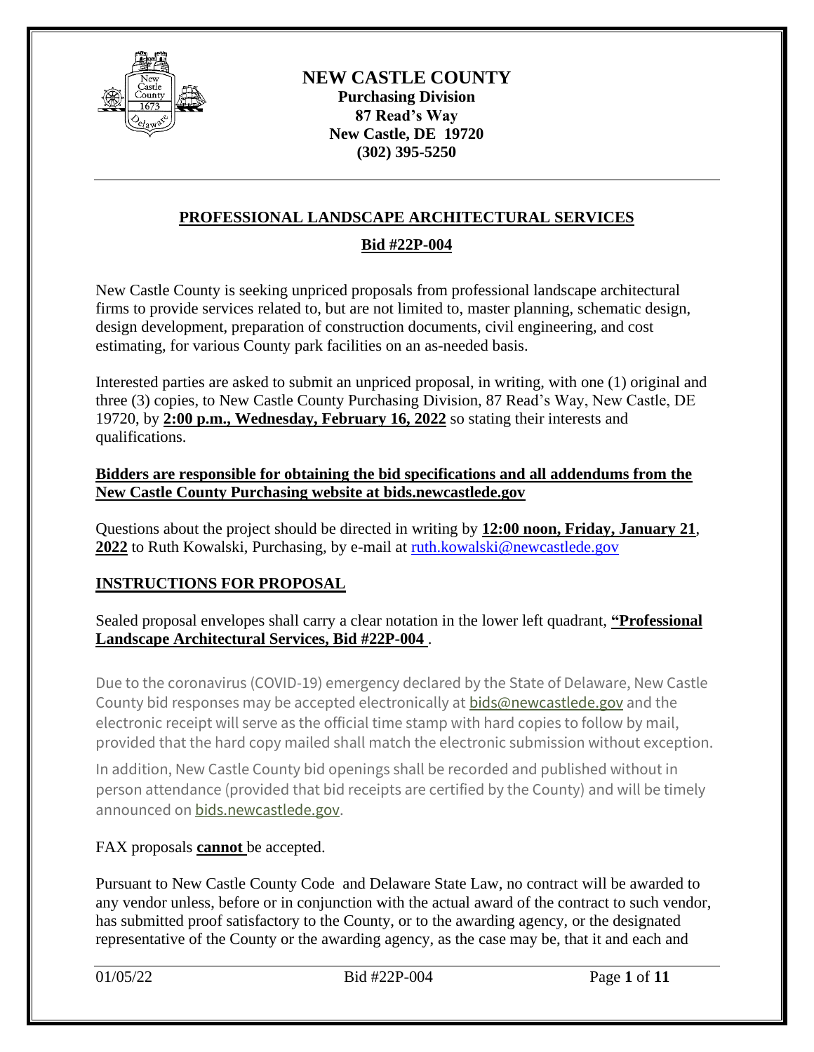# NEW CASTLE COUNTY

**Purchasing Division**
**87 Read's Way**
**New Castle, DE 19720**
**(302) 395-5250**

---

## PROFESSIONAL LANDSCAPE ARCHITECTURAL SERVICES

### Bid #22P-004

New Castle County is seeking unpriced proposals from professional landscape architectural firms to provide services related to, but are not limited to, master planning, schematic design, design development, preparation of construction documents, civil engineering, and cost estimating, for various County park facilities on an as-needed basis.

Interested parties are asked to submit an unpriced proposal, in writing, with one (1) original and three (3) copies, to New Castle County Purchasing Division, 87 Read's Way, New Castle, DE 19720, by **2:00 p.m., Wednesday, February 16, 2022** so stating their interests and qualifications.

**Bidders are responsible for obtaining the bid specifications and all addendums from the New Castle County Purchasing website at bids.newcastlede.gov**

Questions about the project should be directed in writing by **12:00 noon, Friday, January 21, 2022** to Ruth Kowalski, Purchasing, by e-mail at ruth.kowalski@newcastlede.gov

## INSTRUCTIONS FOR PROPOSAL

Sealed proposal envelopes shall carry a clear notation in the lower left quadrant, **"Professional Landscape Architectural Services, Bid #22P-004**.

Due to the coronavirus (COVID-19) emergency declared by the State of Delaware, New Castle County bid responses may be accepted electronically at bids@newcastlede.gov and the electronic receipt will serve as the official time stamp with hard copies to follow by mail, provided that the hard copy mailed shall match the electronic submission without exception.

In addition, New Castle County bid openings shall be recorded and published without in person attendance (provided that bid receipts are certified by the County) and will be timely announced on bids.newcastlede.gov.

FAX proposals **cannot** be accepted.

Pursuant to New Castle County Code and Delaware State Law, no contract will be awarded to any vendor unless, before or in conjunction with the actual award of the contract to such vendor, has submitted proof satisfactory to the County, or to the awarding agency, or the designated representative of the County or the awarding agency, as the case may be, that it and each and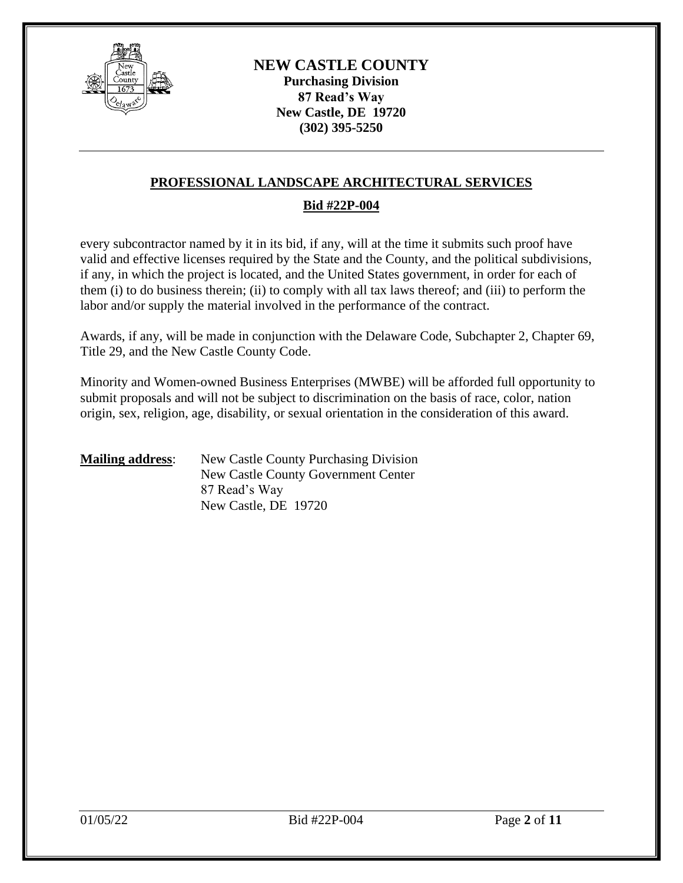every subcontractor named by it in its bid, if any, will at the time it submits such proof have valid and effective licenses required by the State and the County, and the political subdivisions, if any, in which the project is located, and the United States government, in order for each of them (i) to do business therein; (ii) to comply with all tax laws thereof; and (iii) to perform the labor and/or supply the material involved in the performance of the contract.

Awards, if any, will be made in conjunction with the Delaware Code, Subchapter 2, Chapter 69, Title 29, and the New Castle County Code.

Minority and Women-owned Business Enterprises (MWBE) will be afforded full opportunity to submit proposals and will not be subject to discrimination on the basis of race, color, nation origin, sex, religion, age, disability, or sexual orientation in the consideration of this award.

**Mailing address**: New Castle County Purchasing Division
New Castle County Government Center
87 Read's Way
New Castle, DE 19720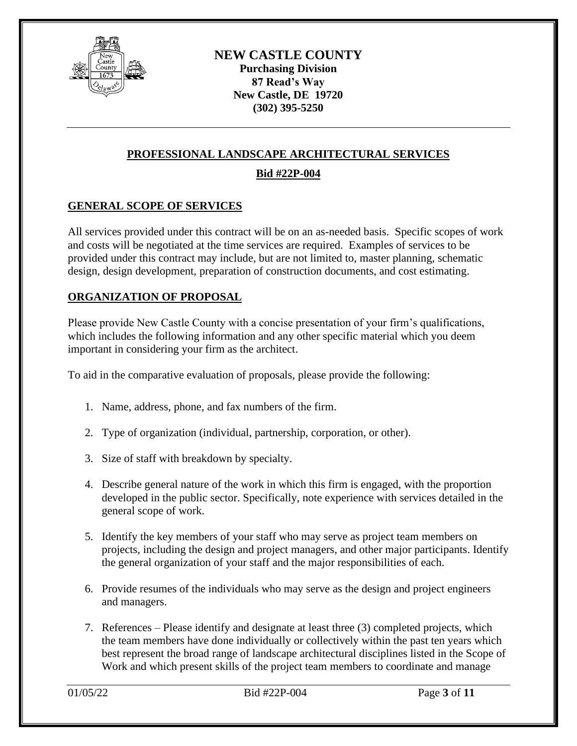# NEW CASTLE COUNTY

**Purchasing Division**
**87 Read's Way**
**New Castle, DE 19720**
**(302) 395-5250**

---

## PROFESSIONAL LANDSCAPE ARCHITECTURAL SERVICES

**Bid #22P-004**

### GENERAL SCOPE OF SERVICES

All services provided under this contract will be on an as-needed basis. Specific scopes of work and costs will be negotiated at the time services are required. Examples of services to be provided under this contract may include, but are not limited to, master planning, schematic design, design development, preparation of construction documents, and cost estimating.

### ORGANIZATION OF PROPOSAL

Please provide New Castle County with a concise presentation of your firm's qualifications, which includes the following information and any other specific material which you deem important in considering your firm as the architect.

To aid in the comparative evaluation of proposals, please provide the following:

1. Name, address, phone, and fax numbers of the firm.
2. Type of organization (individual, partnership, corporation, or other).
3. Size of staff with breakdown by specialty.
4. Describe general nature of the work in which this firm is engaged, with the proportion developed in the public sector. Specifically, note experience with services detailed in the general scope of work.
5. Identify the key members of your staff who may serve as project team members on projects, including the design and project managers, and other major participants. Identify the general organization of your staff and the major responsibilities of each.
6. Provide resumes of the individuals who may serve as the design and project engineers and managers.
7. References – Please identify and designate at least three (3) completed projects, which the team members have done individually or collectively within the past ten years which best represent the broad range of landscape architectural disciplines listed in the Scope of Work and which present skills of the project team members to coordinate and manage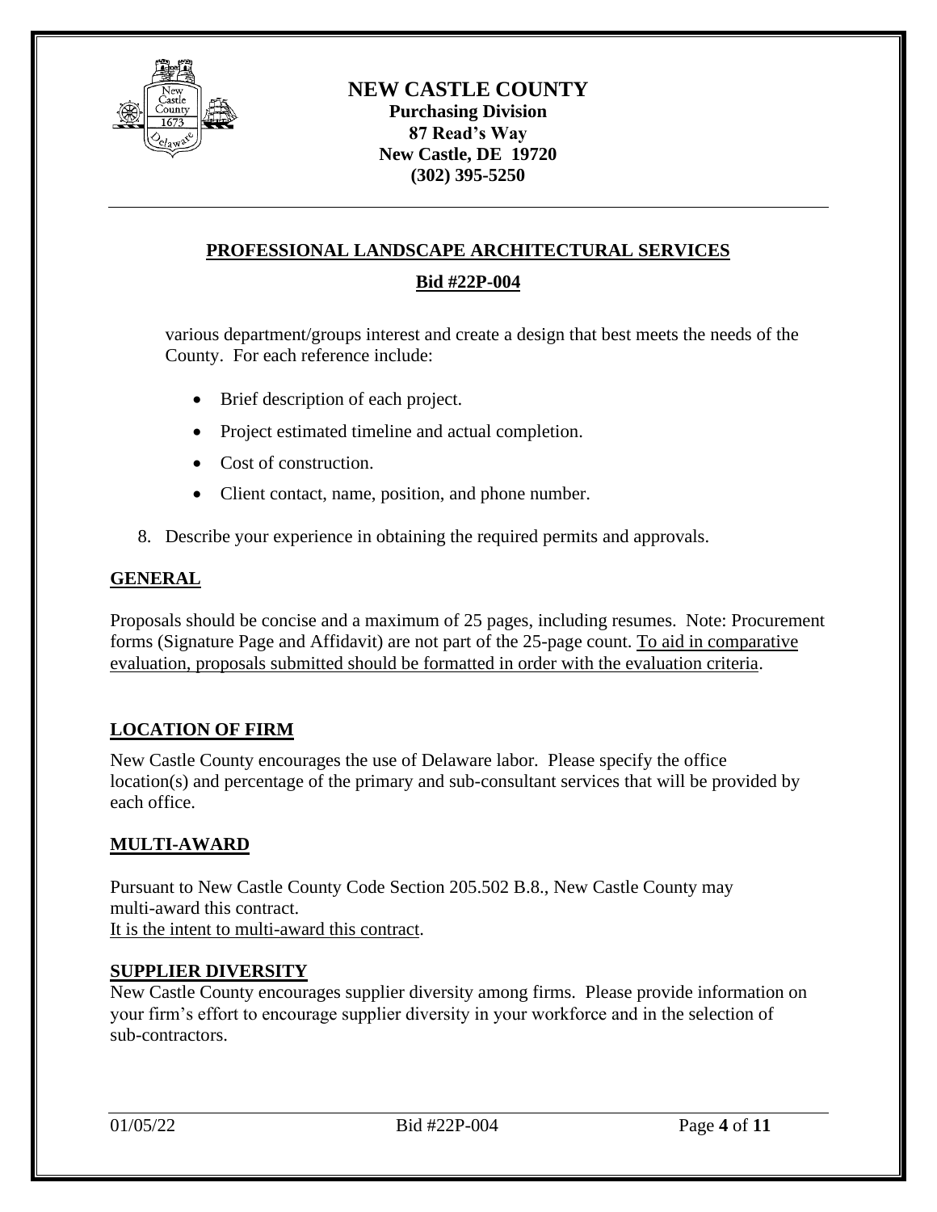various department/groups interest and create a design that best meets the needs of the County. For each reference include:

- Brief description of each project.
- Project estimated timeline and actual completion.
- Cost of construction.
- Client contact, name, position, and phone number.

8. Describe your experience in obtaining the required permits and approvals.

## GENERAL

Proposals should be concise and a maximum of 25 pages, including resumes. Note: Procurement forms (Signature Page and Affidavit) are not part of the 25-page count. To aid in comparative evaluation, proposals submitted should be formatted in order with the evaluation criteria.

## LOCATION OF FIRM

New Castle County encourages the use of Delaware labor. Please specify the office location(s) and percentage of the primary and sub-consultant services that will be provided by each office.

## MULTI-AWARD

Pursuant to New Castle County Code Section 205.502 B.8., New Castle County may multi-award this contract.
It is the intent to multi-award this contract.

## SUPPLIER DIVERSITY

New Castle County encourages supplier diversity among firms. Please provide information on your firm's effort to encourage supplier diversity in your workforce and in the selection of sub-contractors.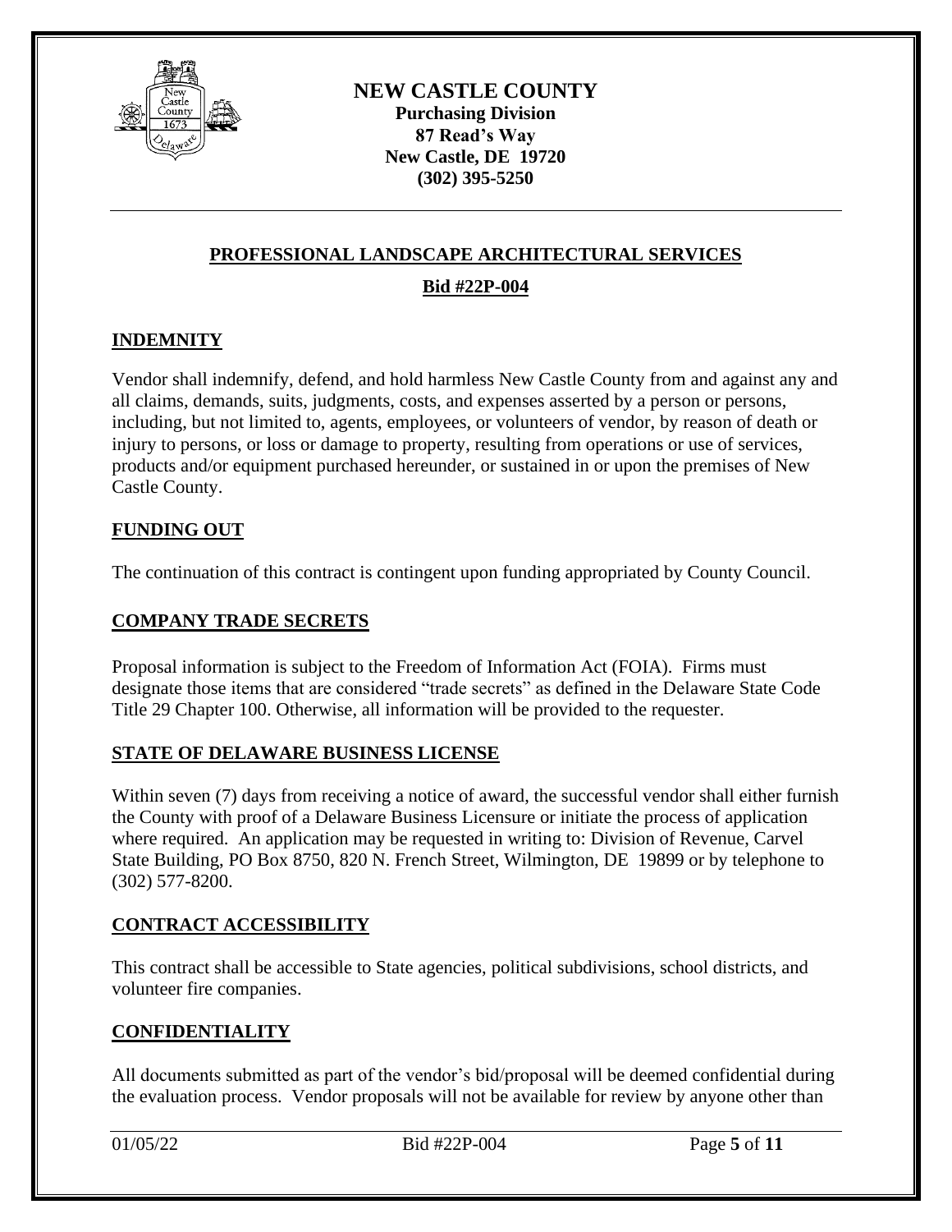**NEW CASTLE COUNTY**
**Purchasing Division**
**87 Read's Way**
**New Castle, DE 19720**
**(302) 395-5250**

## PROFESSIONAL LANDSCAPE ARCHITECTURAL SERVICES

**Bid #22P-004**

### INDEMNITY

Vendor shall indemnify, defend, and hold harmless New Castle County from and against any and all claims, demands, suits, judgments, costs, and expenses asserted by a person or persons, including, but not limited to, agents, employees, or volunteers of vendor, by reason of death or injury to persons, or loss or damage to property, resulting from operations or use of services, products and/or equipment purchased hereunder, or sustained in or upon the premises of New Castle County.

### FUNDING OUT

The continuation of this contract is contingent upon funding appropriated by County Council.

### COMPANY TRADE SECRETS

Proposal information is subject to the Freedom of Information Act (FOIA). Firms must designate those items that are considered "trade secrets" as defined in the Delaware State Code Title 29 Chapter 100. Otherwise, all information will be provided to the requester.

### STATE OF DELAWARE BUSINESS LICENSE

Within seven (7) days from receiving a notice of award, the successful vendor shall either furnish the County with proof of a Delaware Business Licensure or initiate the process of application where required. An application may be requested in writing to: Division of Revenue, Carvel State Building, PO Box 8750, 820 N. French Street, Wilmington, DE 19899 or by telephone to (302) 577-8200.

### CONTRACT ACCESSIBILITY

This contract shall be accessible to State agencies, political subdivisions, school districts, and volunteer fire companies.

### CONFIDENTIALITY

All documents submitted as part of the vendor's bid/proposal will be deemed confidential during the evaluation process. Vendor proposals will not be available for review by anyone other than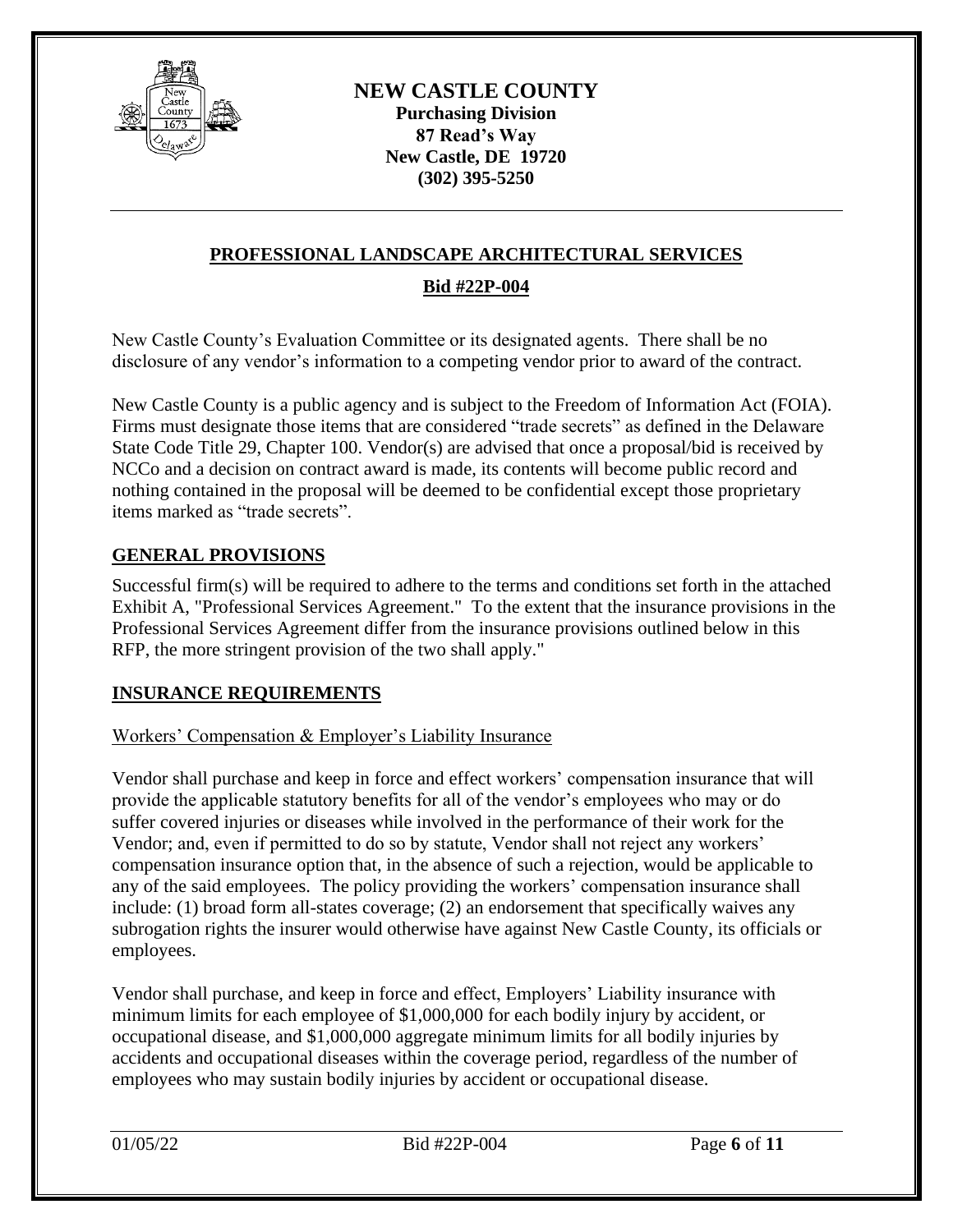New Castle County's Evaluation Committee or its designated agents. There shall be no disclosure of any vendor's information to a competing vendor prior to award of the contract.

New Castle County is a public agency and is subject to the Freedom of Information Act (FOIA). Firms must designate those items that are considered "trade secrets" as defined in the Delaware State Code Title 29, Chapter 100. Vendor(s) are advised that once a proposal/bid is received by NCCo and a decision on contract award is made, its contents will become public record and nothing contained in the proposal will be deemed to be confidential except those proprietary items marked as "trade secrets".

## GENERAL PROVISIONS

Successful firm(s) will be required to adhere to the terms and conditions set forth in the attached Exhibit A, "Professional Services Agreement." To the extent that the insurance provisions in the Professional Services Agreement differ from the insurance provisions outlined below in this RFP, the more stringent provision of the two shall apply."

## INSURANCE REQUIREMENTS

### Workers' Compensation & Employer's Liability Insurance

Vendor shall purchase and keep in force and effect workers' compensation insurance that will provide the applicable statutory benefits for all of the vendor's employees who may or do suffer covered injuries or diseases while involved in the performance of their work for the Vendor; and, even if permitted to do so by statute, Vendor shall not reject any workers' compensation insurance option that, in the absence of such a rejection, would be applicable to any of the said employees. The policy providing the workers' compensation insurance shall include: (1) broad form all-states coverage; (2) an endorsement that specifically waives any subrogation rights the insurer would otherwise have against New Castle County, its officials or employees.

Vendor shall purchase, and keep in force and effect, Employers' Liability insurance with minimum limits for each employee of $1,000,000 for each bodily injury by accident, or occupational disease, and $1,000,000 aggregate minimum limits for all bodily injuries by accidents and occupational diseases within the coverage period, regardless of the number of employees who may sustain bodily injuries by accident or occupational disease.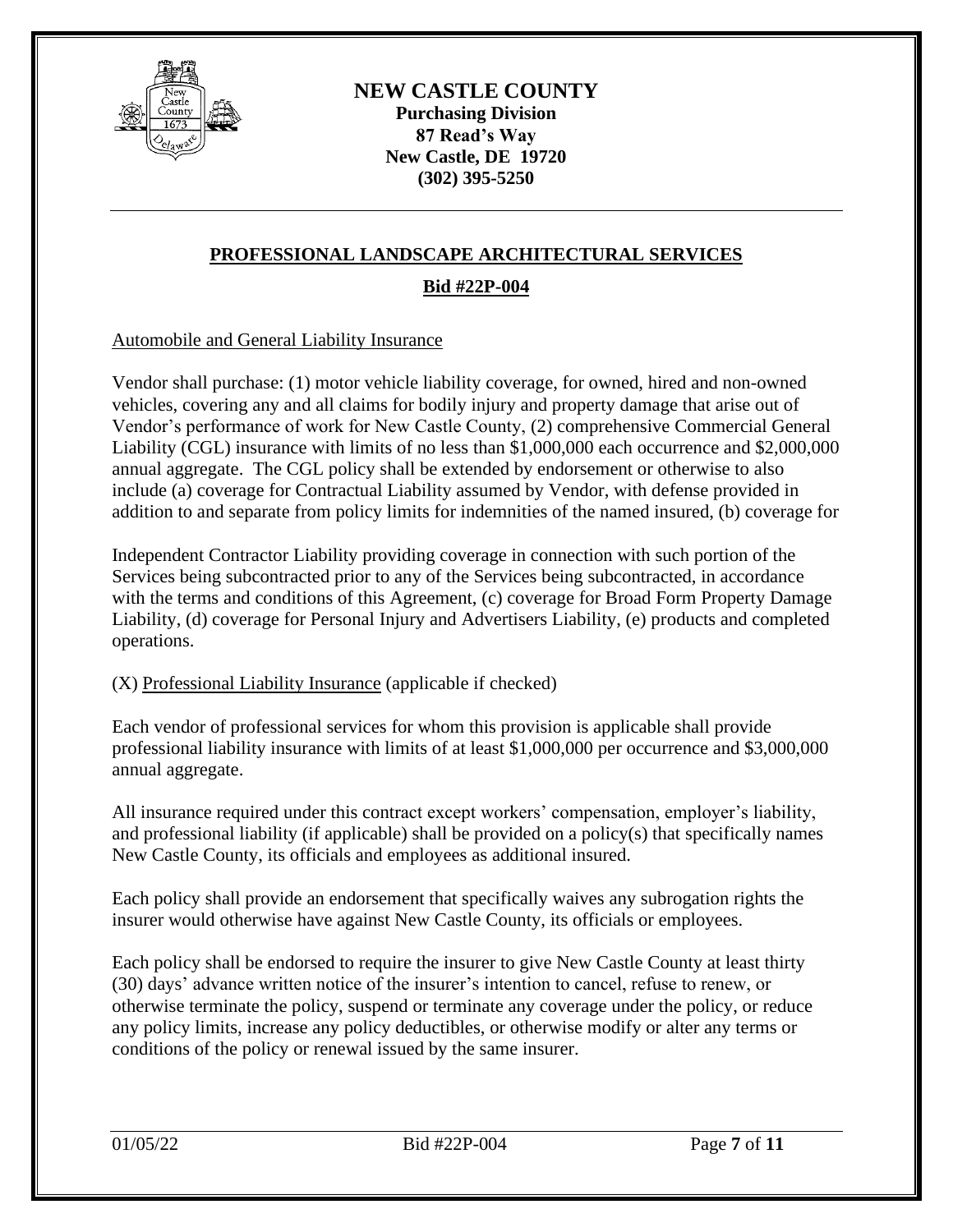# NEW CASTLE COUNTY

**Purchasing Division**
**87 Read's Way**
**New Castle, DE 19720**
**(302) 395-5250**

## PROFESSIONAL LANDSCAPE ARCHITECTURAL SERVICES

**Bid #22P-004**

Automobile and General Liability Insurance

Vendor shall purchase: (1) motor vehicle liability coverage, for owned, hired and non-owned vehicles, covering any and all claims for bodily injury and property damage that arise out of Vendor's performance of work for New Castle County, (2) comprehensive Commercial General Liability (CGL) insurance with limits of no less than \$1,000,000 each occurrence and \$2,000,000 annual aggregate. The CGL policy shall be extended by endorsement or otherwise to also include (a) coverage for Contractual Liability assumed by Vendor, with defense provided in addition to and separate from policy limits for indemnities of the named insured, (b) coverage for Independent Contractor Liability providing coverage in connection with such portion of the Services being subcontracted prior to any of the Services being subcontracted, in accordance with the terms and conditions of this Agreement, (c) coverage for Broad Form Property Damage Liability, (d) coverage for Personal Injury and Advertisers Liability, (e) products and completed operations.

(X) Professional Liability Insurance (applicable if checked)

Each vendor of professional services for whom this provision is applicable shall provide professional liability insurance with limits of at least \$1,000,000 per occurrence and \$3,000,000 annual aggregate.

All insurance required under this contract except workers' compensation, employer's liability, and professional liability (if applicable) shall be provided on a policy(s) that specifically names New Castle County, its officials and employees as additional insured.

Each policy shall provide an endorsement that specifically waives any subrogation rights the insurer would otherwise have against New Castle County, its officials or employees.

Each policy shall be endorsed to require the insurer to give New Castle County at least thirty (30) days' advance written notice of the insurer's intention to cancel, refuse to renew, or otherwise terminate the policy, suspend or terminate any coverage under the policy, or reduce any policy limits, increase any policy deductibles, or otherwise modify or alter any terms or conditions of the policy or renewal issued by the same insurer.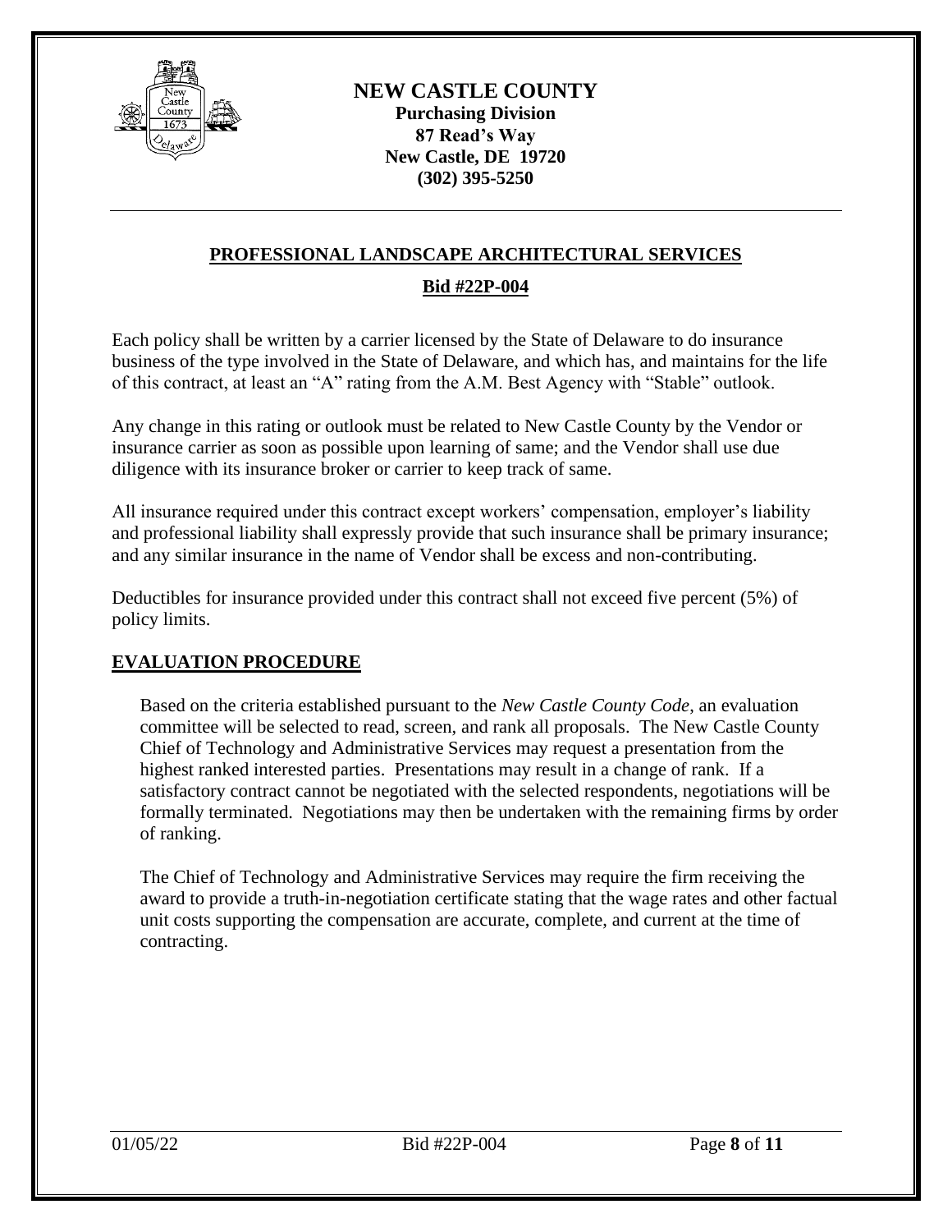Each policy shall be written by a carrier licensed by the State of Delaware to do insurance business of the type involved in the State of Delaware, and which has, and maintains for the life of this contract, at least an "A" rating from the A.M. Best Agency with "Stable" outlook.

Any change in this rating or outlook must be related to New Castle County by the Vendor or insurance carrier as soon as possible upon learning of same; and the Vendor shall use due diligence with its insurance broker or carrier to keep track of same.

All insurance required under this contract except workers' compensation, employer's liability and professional liability shall expressly provide that such insurance shall be primary insurance; and any similar insurance in the name of Vendor shall be excess and non-contributing.

Deductibles for insurance provided under this contract shall not exceed five percent (5%) of policy limits.

## EVALUATION PROCEDURE

Based on the criteria established pursuant to the *New Castle County Code*, an evaluation committee will be selected to read, screen, and rank all proposals. The New Castle County Chief of Technology and Administrative Services may request a presentation from the highest ranked interested parties. Presentations may result in a change of rank. If a satisfactory contract cannot be negotiated with the selected respondents, negotiations will be formally terminated. Negotiations may then be undertaken with the remaining firms by order of ranking.

The Chief of Technology and Administrative Services may require the firm receiving the award to provide a truth-in-negotiation certificate stating that the wage rates and other factual unit costs supporting the compensation are accurate, complete, and current at the time of contracting.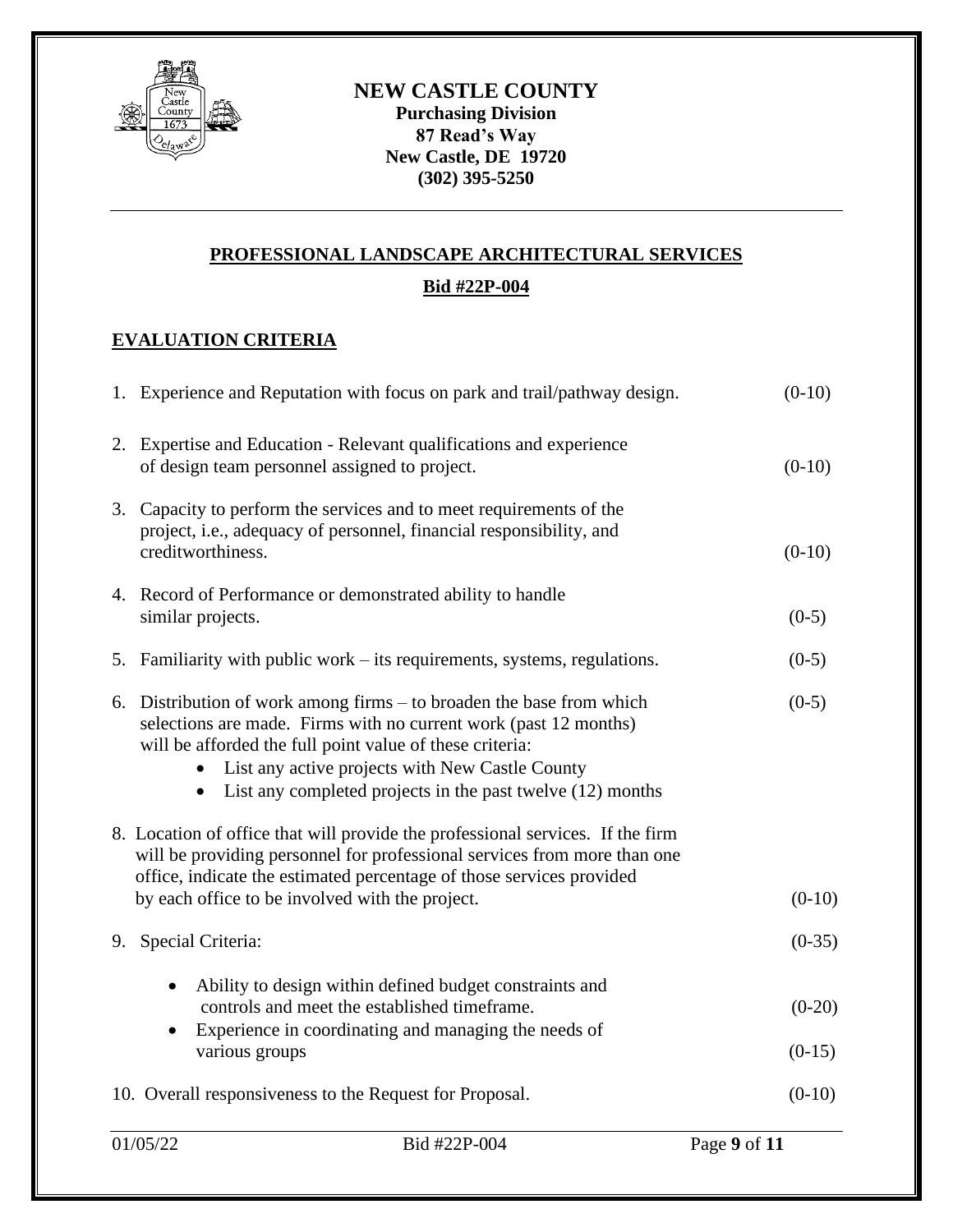# NEW CASTLE COUNTY

**Purchasing Division**
**87 Read's Way**
**New Castle, DE 19720**
**(302) 395-5250**

## PROFESSIONAL LANDSCAPE ARCHITECTURAL SERVICES

**Bid #22P-004**

### EVALUATION CRITERIA

1. Experience and Reputation with focus on park and trail/pathway design. (0-10)

2. Expertise and Education - Relevant qualifications and experience of design team personnel assigned to project. (0-10)

3. Capacity to perform the services and to meet requirements of the project, i.e., adequacy of personnel, financial responsibility, and creditworthiness. (0-10)

4. Record of Performance or demonstrated ability to handle similar projects. (0-5)

5. Familiarity with public work – its requirements, systems, regulations. (0-5)

6. Distribution of work among firms – to broaden the base from which selections are made. Firms with no current work (past 12 months) will be afforded the full point value of these criteria: (0-5)
   - List any active projects with New Castle County
   - List any completed projects in the past twelve (12) months

8. Location of office that will provide the professional services. If the firm will be providing personnel for professional services from more than one office, indicate the estimated percentage of those services provided by each office to be involved with the project. (0-10)

9. Special Criteria: (0-35)
   - Ability to design within defined budget constraints and controls and meet the established timeframe. (0-20)
   - Experience in coordinating and managing the needs of various groups (0-15)

10. Overall responsiveness to the Request for Proposal. (0-10)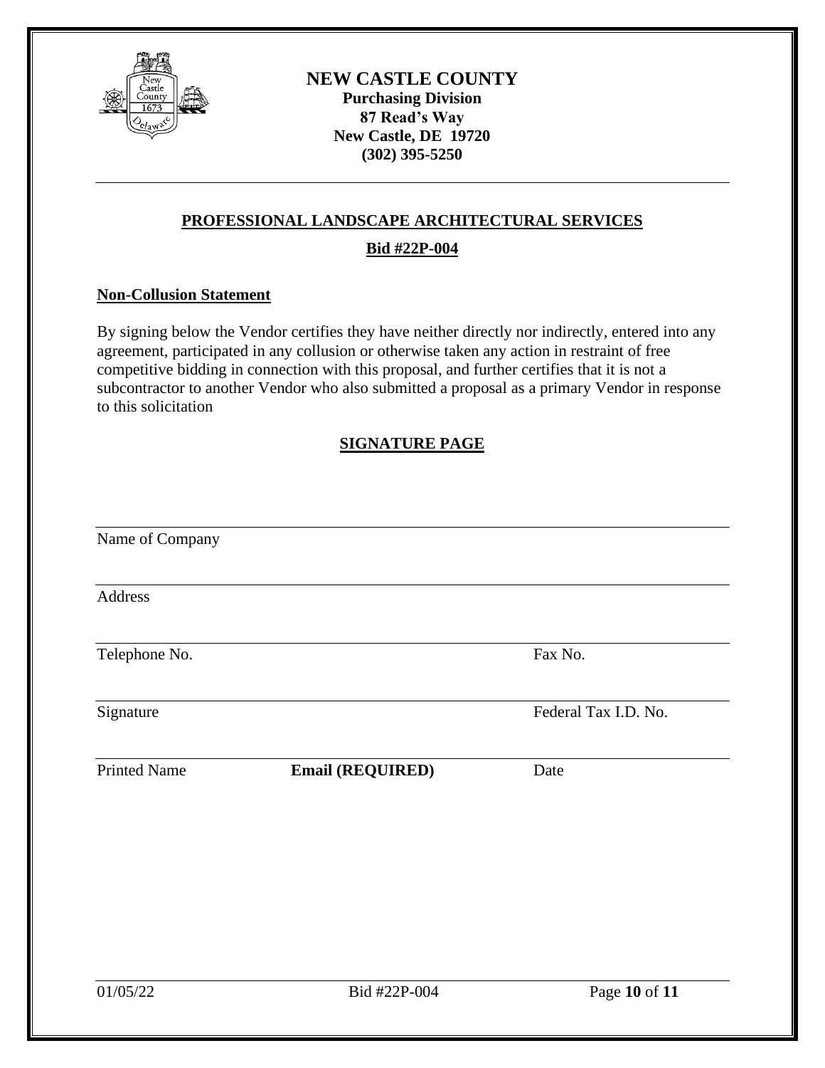# NEW CASTLE COUNTY

**Purchasing Division**
**87 Read's Way**
**New Castle, DE 19720**
**(302) 395-5250**

---

## PROFESSIONAL LANDSCAPE ARCHITECTURAL SERVICES

**Bid #22P-004**

### Non-Collusion Statement

By signing below the Vendor certifies they have neither directly nor indirectly, entered into any agreement, participated in any collusion or otherwise taken any action in restraint of free competitive bidding in connection with this proposal, and further certifies that it is not a subcontractor to another Vendor who also submitted a proposal as a primary Vendor in response to this solicitation

### SIGNATURE PAGE

______________________________________________
Name of Company

______________________________________________
Address

______________________________________________
Telephone No. | Fax No.

______________________________________________
Signature | Federal Tax I.D. No.

______________________________________________
Printed Name | **Email (REQUIRED)** | Date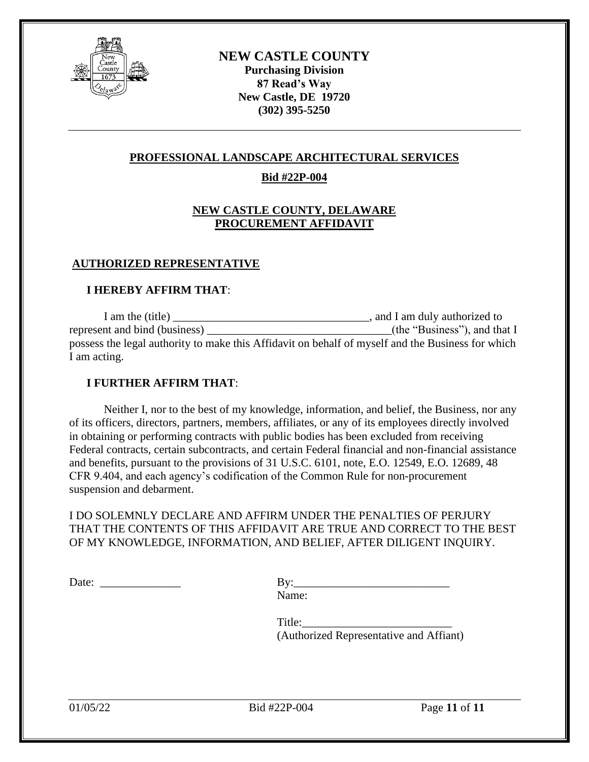# NEW CASTLE COUNTY

**Purchasing Division**
**87 Read's Way**
**New Castle, DE 19720**
**(302) 395-5250**

---

## PROFESSIONAL LANDSCAPE ARCHITECTURAL SERVICES

**Bid #22P-004**

**NEW CASTLE COUNTY, DELAWARE**
**PROCUREMENT AFFIDAVIT**

### AUTHORIZED REPRESENTATIVE

**I HEREBY AFFIRM THAT**:

I am the (title) ___________________________________, and I am duly authorized to represent and bind (business) ________________________________(the "Business"), and that I possess the legal authority to make this Affidavit on behalf of myself and the Business for which I am acting.

**I FURTHER AFFIRM THAT**:

Neither I, nor to the best of my knowledge, information, and belief, the Business, nor any of its officers, directors, partners, members, affiliates, or any of its employees directly involved in obtaining or performing contracts with public bodies has been excluded from receiving Federal contracts, certain subcontracts, and certain Federal financial and non-financial assistance and benefits, pursuant to the provisions of 31 U.S.C. 6101, note, E.O. 12549, E.O. 12689, 48 CFR 9.404, and each agency's codification of the Common Rule for non-procurement suspension and debarment.

I DO SOLEMNLY DECLARE AND AFFIRM UNDER THE PENALTIES OF PERJURY THAT THE CONTENTS OF THIS AFFIDAVIT ARE TRUE AND CORRECT TO THE BEST OF MY KNOWLEDGE, INFORMATION, AND BELIEF, AFTER DILIGENT INQUIRY.

Date: ______________

By:___________________________
Name:

Title:__________________________
(Authorized Representative and Affiant)